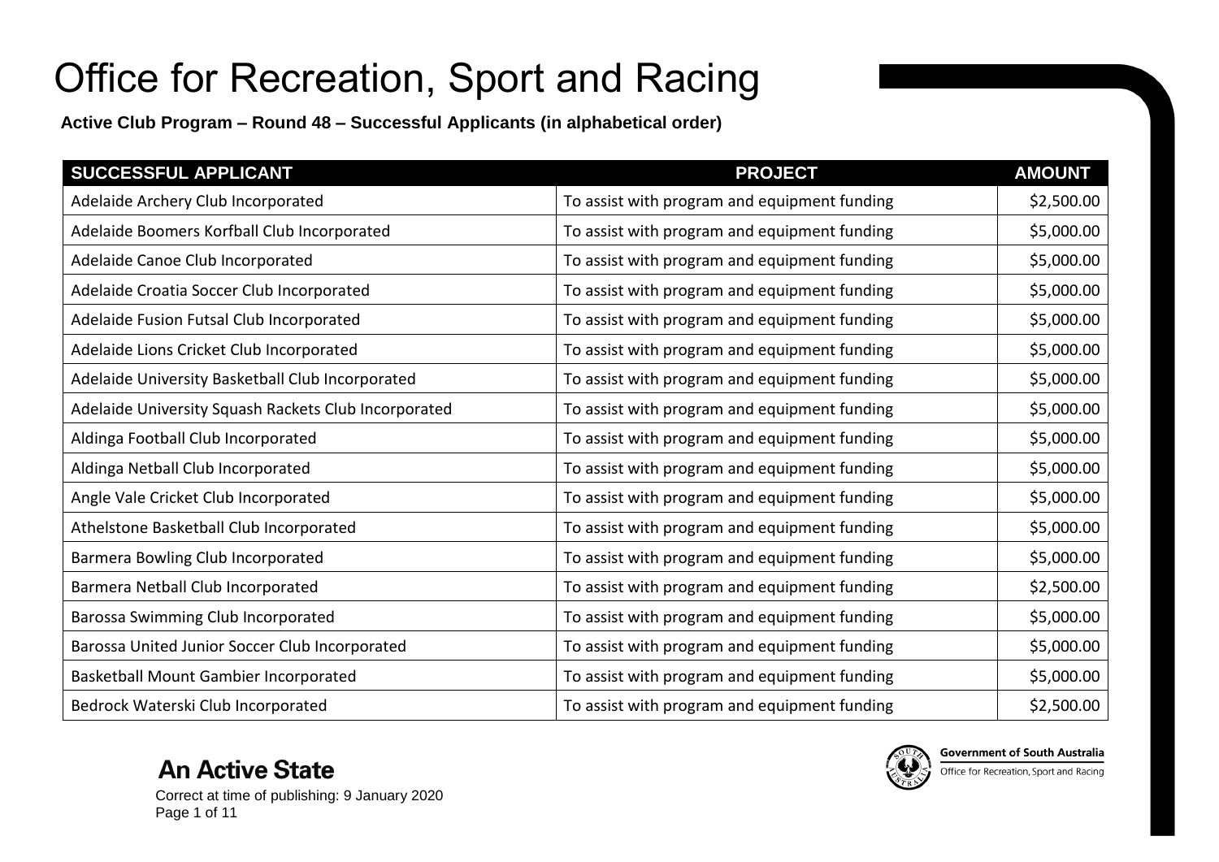# Office for Recreation, Sport and Racing

**Active Club Program – Round 48 – Successful Applicants (in alphabetical order)**

| SUCCESSFUL APPLICANT | PROJECT | AMOUNT |
|---|---|---|
| Adelaide Archery Club Incorporated | To assist with program and equipment funding | $2,500.00 |
| Adelaide Boomers Korfball Club Incorporated | To assist with program and equipment funding | $5,000.00 |
| Adelaide Canoe Club Incorporated | To assist with program and equipment funding | $5,000.00 |
| Adelaide Croatia Soccer Club Incorporated | To assist with program and equipment funding | $5,000.00 |
| Adelaide Fusion Futsal Club Incorporated | To assist with program and equipment funding | $5,000.00 |
| Adelaide Lions Cricket Club Incorporated | To assist with program and equipment funding | $5,000.00 |
| Adelaide University Basketball Club Incorporated | To assist with program and equipment funding | $5,000.00 |
| Adelaide University Squash Rackets Club Incorporated | To assist with program and equipment funding | $5,000.00 |
| Aldinga Football Club Incorporated | To assist with program and equipment funding | $5,000.00 |
| Aldinga Netball Club Incorporated | To assist with program and equipment funding | $5,000.00 |
| Angle Vale Cricket Club Incorporated | To assist with program and equipment funding | $5,000.00 |
| Athelstone Basketball Club Incorporated | To assist with program and equipment funding | $5,000.00 |
| Barmera Bowling Club Incorporated | To assist with program and equipment funding | $5,000.00 |
| Barmera Netball Club Incorporated | To assist with program and equipment funding | $2,500.00 |
| Barossa Swimming Club Incorporated | To assist with program and equipment funding | $5,000.00 |
| Barossa United Junior Soccer Club Incorporated | To assist with program and equipment funding | $5,000.00 |
| Basketball Mount Gambier Incorporated | To assist with program and equipment funding | $5,000.00 |
| Bedrock Waterski Club Incorporated | To assist with program and equipment funding | $2,500.00 |

**An Active State**

Correct at time of publishing: 9 January 2020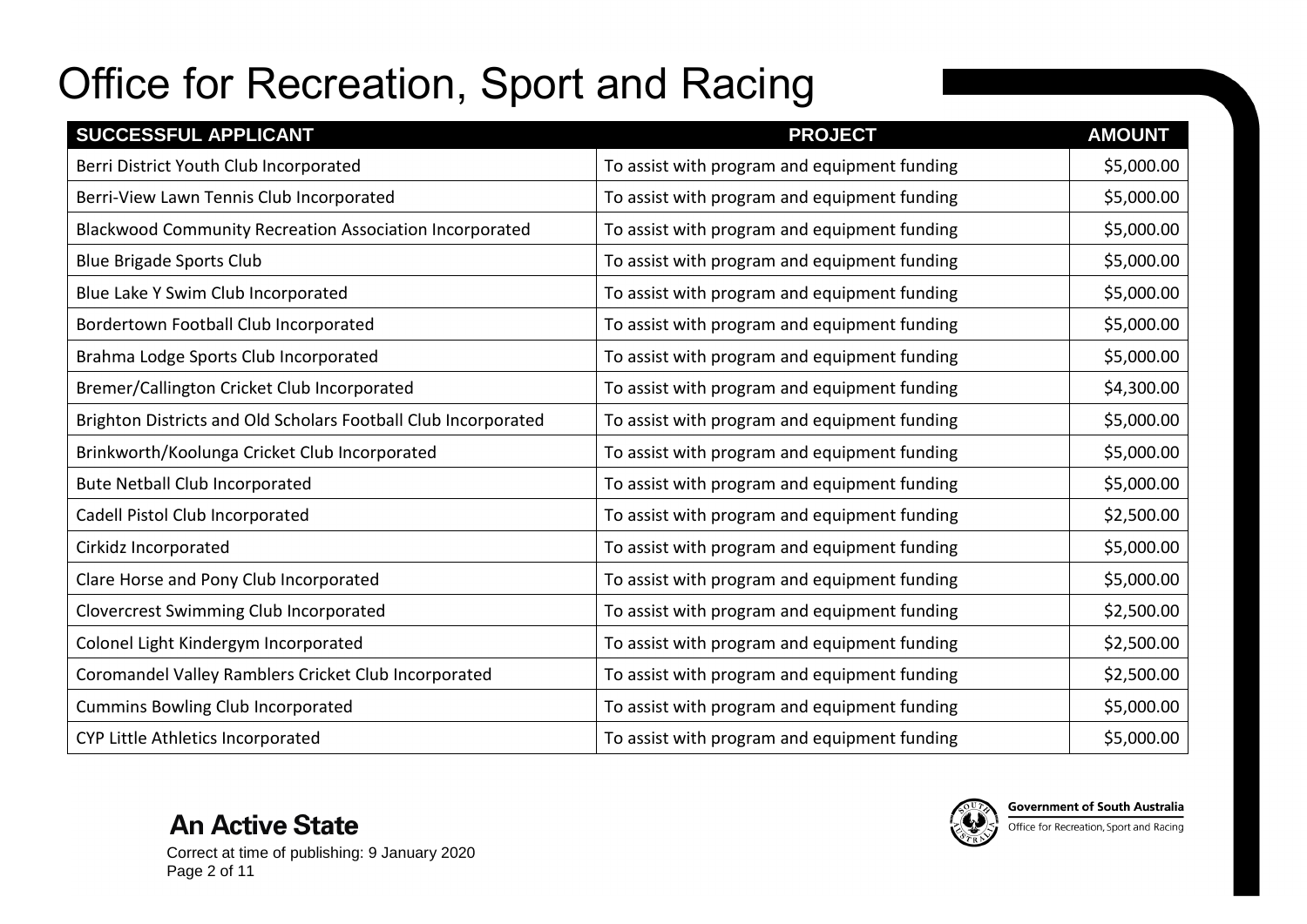# Office for Recreation, Sport and Racing

| SUCCESSFUL APPLICANT | PROJECT | AMOUNT |
|---|---|---|
| Berri District Youth Club Incorporated | To assist with program and equipment funding | $5,000.00 |
| Berri-View Lawn Tennis Club Incorporated | To assist with program and equipment funding | $5,000.00 |
| Blackwood Community Recreation Association Incorporated | To assist with program and equipment funding | $5,000.00 |
| Blue Brigade Sports Club | To assist with program and equipment funding | $5,000.00 |
| Blue Lake Y Swim Club Incorporated | To assist with program and equipment funding | $5,000.00 |
| Bordertown Football Club Incorporated | To assist with program and equipment funding | $5,000.00 |
| Brahma Lodge Sports Club Incorporated | To assist with program and equipment funding | $5,000.00 |
| Bremer/Callington Cricket Club Incorporated | To assist with program and equipment funding | $4,300.00 |
| Brighton Districts and Old Scholars Football Club Incorporated | To assist with program and equipment funding | $5,000.00 |
| Brinkworth/Koolunga Cricket Club Incorporated | To assist with program and equipment funding | $5,000.00 |
| Bute Netball Club Incorporated | To assist with program and equipment funding | $5,000.00 |
| Cadell Pistol Club Incorporated | To assist with program and equipment funding | $2,500.00 |
| Cirkidz Incorporated | To assist with program and equipment funding | $5,000.00 |
| Clare Horse and Pony Club Incorporated | To assist with program and equipment funding | $5,000.00 |
| Clovercrest Swimming Club Incorporated | To assist with program and equipment funding | $2,500.00 |
| Colonel Light Kindergym Incorporated | To assist with program and equipment funding | $2,500.00 |
| Coromandel Valley Ramblers Cricket Club Incorporated | To assist with program and equipment funding | $2,500.00 |
| Cummins Bowling Club Incorporated | To assist with program and equipment funding | $5,000.00 |
| CYP Little Athletics Incorporated | To assist with program and equipment funding | $5,000.00 |

**An Active State**

Correct at time of publishing: 9 January 2020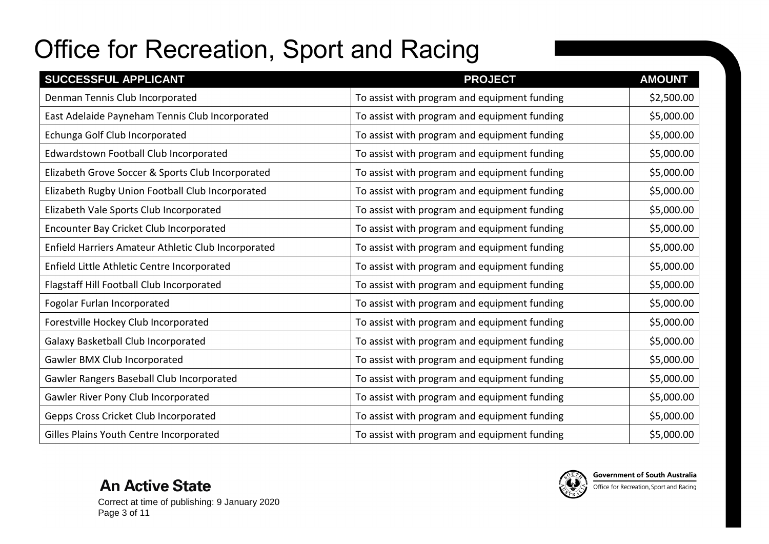# Office for Recreation, Sport and Racing

| SUCCESSFUL APPLICANT | PROJECT | AMOUNT |
|---|---|---|
| Denman Tennis Club Incorporated | To assist with program and equipment funding | $2,500.00 |
| East Adelaide Payneham Tennis Club Incorporated | To assist with program and equipment funding | $5,000.00 |
| Echunga Golf Club Incorporated | To assist with program and equipment funding | $5,000.00 |
| Edwardstown Football Club Incorporated | To assist with program and equipment funding | $5,000.00 |
| Elizabeth Grove Soccer & Sports Club Incorporated | To assist with program and equipment funding | $5,000.00 |
| Elizabeth Rugby Union Football Club Incorporated | To assist with program and equipment funding | $5,000.00 |
| Elizabeth Vale Sports Club Incorporated | To assist with program and equipment funding | $5,000.00 |
| Encounter Bay Cricket Club Incorporated | To assist with program and equipment funding | $5,000.00 |
| Enfield Harriers Amateur Athletic Club Incorporated | To assist with program and equipment funding | $5,000.00 |
| Enfield Little Athletic Centre Incorporated | To assist with program and equipment funding | $5,000.00 |
| Flagstaff Hill Football Club Incorporated | To assist with program and equipment funding | $5,000.00 |
| Fogolar Furlan Incorporated | To assist with program and equipment funding | $5,000.00 |
| Forestville Hockey Club Incorporated | To assist with program and equipment funding | $5,000.00 |
| Galaxy Basketball Club Incorporated | To assist with program and equipment funding | $5,000.00 |
| Gawler BMX Club Incorporated | To assist with program and equipment funding | $5,000.00 |
| Gawler Rangers Baseball Club Incorporated | To assist with program and equipment funding | $5,000.00 |
| Gawler River Pony Club Incorporated | To assist with program and equipment funding | $5,000.00 |
| Gepps Cross Cricket Club Incorporated | To assist with program and equipment funding | $5,000.00 |
| Gilles Plains Youth Centre Incorporated | To assist with program and equipment funding | $5,000.00 |

**An Active State**

Correct at time of publishing: 9 January 2020

Government of South Australia
Office for Recreation, Sport and Racing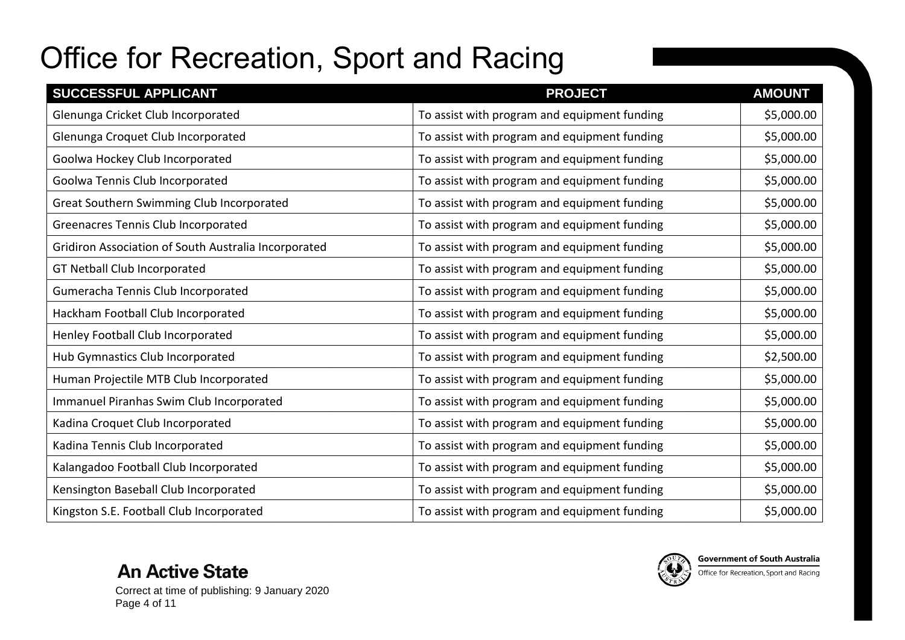# Office for Recreation, Sport and Racing

| SUCCESSFUL APPLICANT | PROJECT | AMOUNT |
| --- | --- | --- |
| Glenunga Cricket Club Incorporated | To assist with program and equipment funding | $5,000.00 |
| Glenunga Croquet Club Incorporated | To assist with program and equipment funding | $5,000.00 |
| Goolwa Hockey Club Incorporated | To assist with program and equipment funding | $5,000.00 |
| Goolwa Tennis Club Incorporated | To assist with program and equipment funding | $5,000.00 |
| Great Southern Swimming Club Incorporated | To assist with program and equipment funding | $5,000.00 |
| Greenacres Tennis Club Incorporated | To assist with program and equipment funding | $5,000.00 |
| Gridiron Association of South Australia Incorporated | To assist with program and equipment funding | $5,000.00 |
| GT Netball Club Incorporated | To assist with program and equipment funding | $5,000.00 |
| Gumeracha Tennis Club Incorporated | To assist with program and equipment funding | $5,000.00 |
| Hackham Football Club Incorporated | To assist with program and equipment funding | $5,000.00 |
| Henley Football Club Incorporated | To assist with program and equipment funding | $5,000.00 |
| Hub Gymnastics Club Incorporated | To assist with program and equipment funding | $2,500.00 |
| Human Projectile MTB Club Incorporated | To assist with program and equipment funding | $5,000.00 |
| Immanuel Piranhas Swim Club Incorporated | To assist with program and equipment funding | $5,000.00 |
| Kadina Croquet Club Incorporated | To assist with program and equipment funding | $5,000.00 |
| Kadina Tennis Club Incorporated | To assist with program and equipment funding | $5,000.00 |
| Kalangadoo Football Club Incorporated | To assist with program and equipment funding | $5,000.00 |
| Kensington Baseball Club Incorporated | To assist with program and equipment funding | $5,000.00 |
| Kingston S.E. Football Club Incorporated | To assist with program and equipment funding | $5,000.00 |

**An Active State**

Correct at time of publishing: 9 January 2020

Government of South Australia
Office for Recreation, Sport and Racing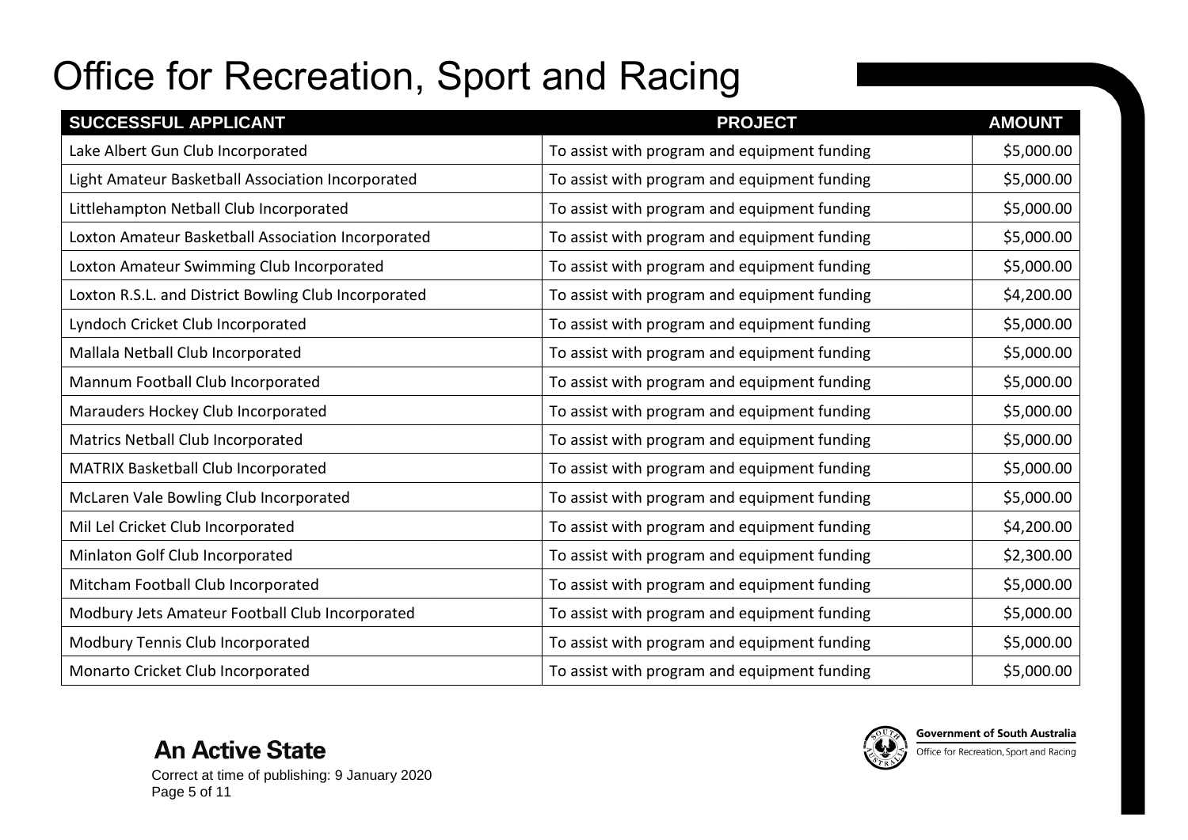# Office for Recreation, Sport and Racing

| SUCCESSFUL APPLICANT | PROJECT | AMOUNT |
|---|---|---|
| Lake Albert Gun Club Incorporated | To assist with program and equipment funding | $5,000.00 |
| Light Amateur Basketball Association Incorporated | To assist with program and equipment funding | $5,000.00 |
| Littlehampton Netball Club Incorporated | To assist with program and equipment funding | $5,000.00 |
| Loxton Amateur Basketball Association Incorporated | To assist with program and equipment funding | $5,000.00 |
| Loxton Amateur Swimming Club Incorporated | To assist with program and equipment funding | $5,000.00 |
| Loxton R.S.L. and District Bowling Club Incorporated | To assist with program and equipment funding | $4,200.00 |
| Lyndoch Cricket Club Incorporated | To assist with program and equipment funding | $5,000.00 |
| Mallala Netball Club Incorporated | To assist with program and equipment funding | $5,000.00 |
| Mannum Football Club Incorporated | To assist with program and equipment funding | $5,000.00 |
| Marauders Hockey Club Incorporated | To assist with program and equipment funding | $5,000.00 |
| Matrics Netball Club Incorporated | To assist with program and equipment funding | $5,000.00 |
| MATRIX Basketball Club Incorporated | To assist with program and equipment funding | $5,000.00 |
| McLaren Vale Bowling Club Incorporated | To assist with program and equipment funding | $5,000.00 |
| Mil Lel Cricket Club Incorporated | To assist with program and equipment funding | $4,200.00 |
| Minlaton Golf Club Incorporated | To assist with program and equipment funding | $2,300.00 |
| Mitcham Football Club Incorporated | To assist with program and equipment funding | $5,000.00 |
| Modbury Jets Amateur Football Club Incorporated | To assist with program and equipment funding | $5,000.00 |
| Modbury Tennis Club Incorporated | To assist with program and equipment funding | $5,000.00 |
| Monarto Cricket Club Incorporated | To assist with program and equipment funding | $5,000.00 |

**An Active State**

Correct at time of publishing: 9 January 2020

Government of South Australia

Office for Recreation, Sport and Racing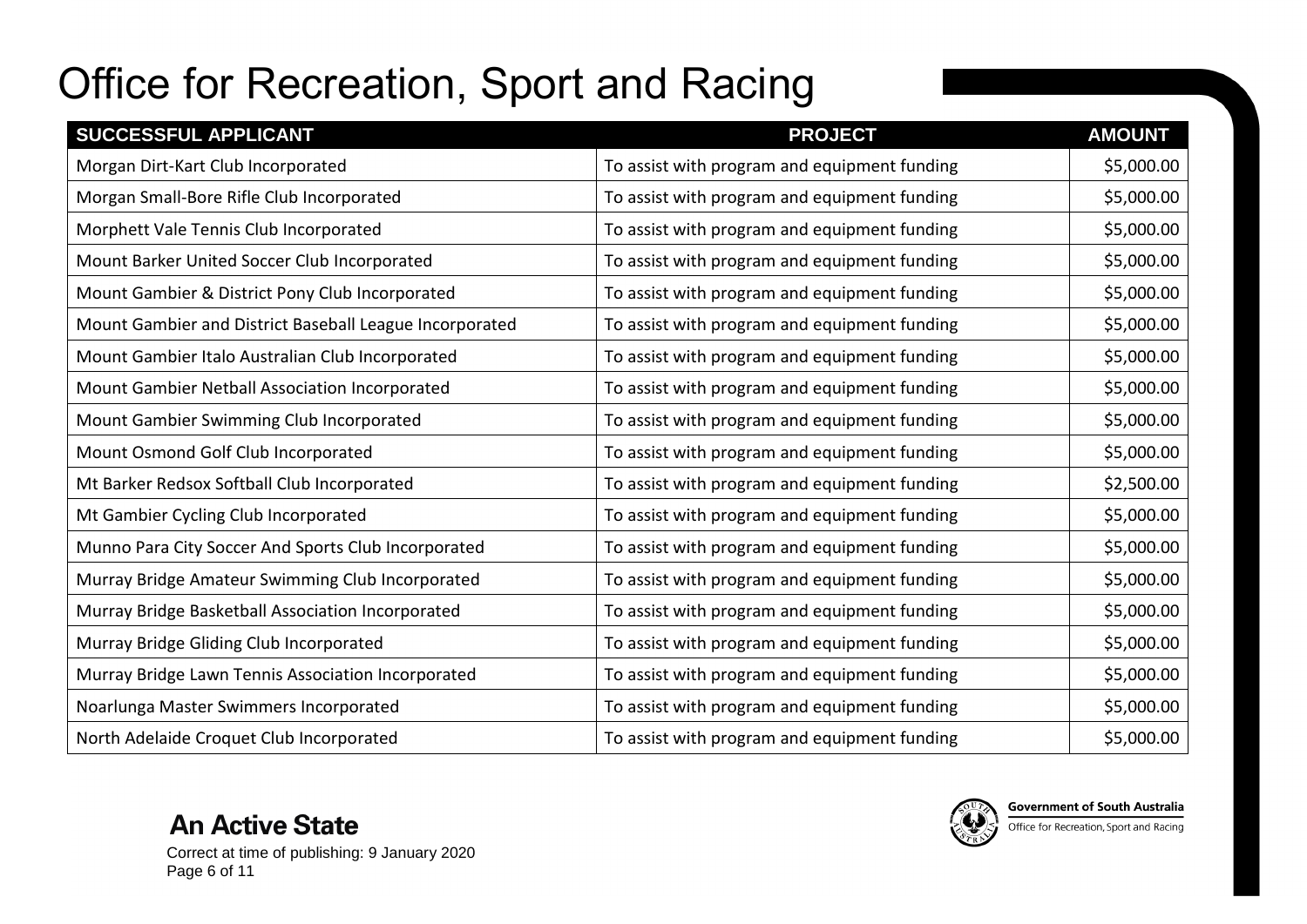# Office for Recreation, Sport and Racing

| SUCCESSFUL APPLICANT | PROJECT | AMOUNT |
|---|---|---|
| Morgan Dirt-Kart Club Incorporated | To assist with program and equipment funding | $5,000.00 |
| Morgan Small-Bore Rifle Club Incorporated | To assist with program and equipment funding | $5,000.00 |
| Morphett Vale Tennis Club Incorporated | To assist with program and equipment funding | $5,000.00 |
| Mount Barker United Soccer Club Incorporated | To assist with program and equipment funding | $5,000.00 |
| Mount Gambier & District Pony Club Incorporated | To assist with program and equipment funding | $5,000.00 |
| Mount Gambier and District Baseball League Incorporated | To assist with program and equipment funding | $5,000.00 |
| Mount Gambier Italo Australian Club Incorporated | To assist with program and equipment funding | $5,000.00 |
| Mount Gambier Netball Association Incorporated | To assist with program and equipment funding | $5,000.00 |
| Mount Gambier Swimming Club Incorporated | To assist with program and equipment funding | $5,000.00 |
| Mount Osmond Golf Club Incorporated | To assist with program and equipment funding | $5,000.00 |
| Mt Barker Redsox Softball Club Incorporated | To assist with program and equipment funding | $2,500.00 |
| Mt Gambier Cycling Club Incorporated | To assist with program and equipment funding | $5,000.00 |
| Munno Para City Soccer And Sports Club Incorporated | To assist with program and equipment funding | $5,000.00 |
| Murray Bridge Amateur Swimming Club Incorporated | To assist with program and equipment funding | $5,000.00 |
| Murray Bridge Basketball Association Incorporated | To assist with program and equipment funding | $5,000.00 |
| Murray Bridge Gliding Club Incorporated | To assist with program and equipment funding | $5,000.00 |
| Murray Bridge Lawn Tennis Association Incorporated | To assist with program and equipment funding | $5,000.00 |
| Noarlunga Master Swimmers Incorporated | To assist with program and equipment funding | $5,000.00 |
| North Adelaide Croquet Club Incorporated | To assist with program and equipment funding | $5,000.00 |

**An Active State**

Correct at time of publishing: 9 January 2020

Government of South Australia

Office for Recreation, Sport and Racing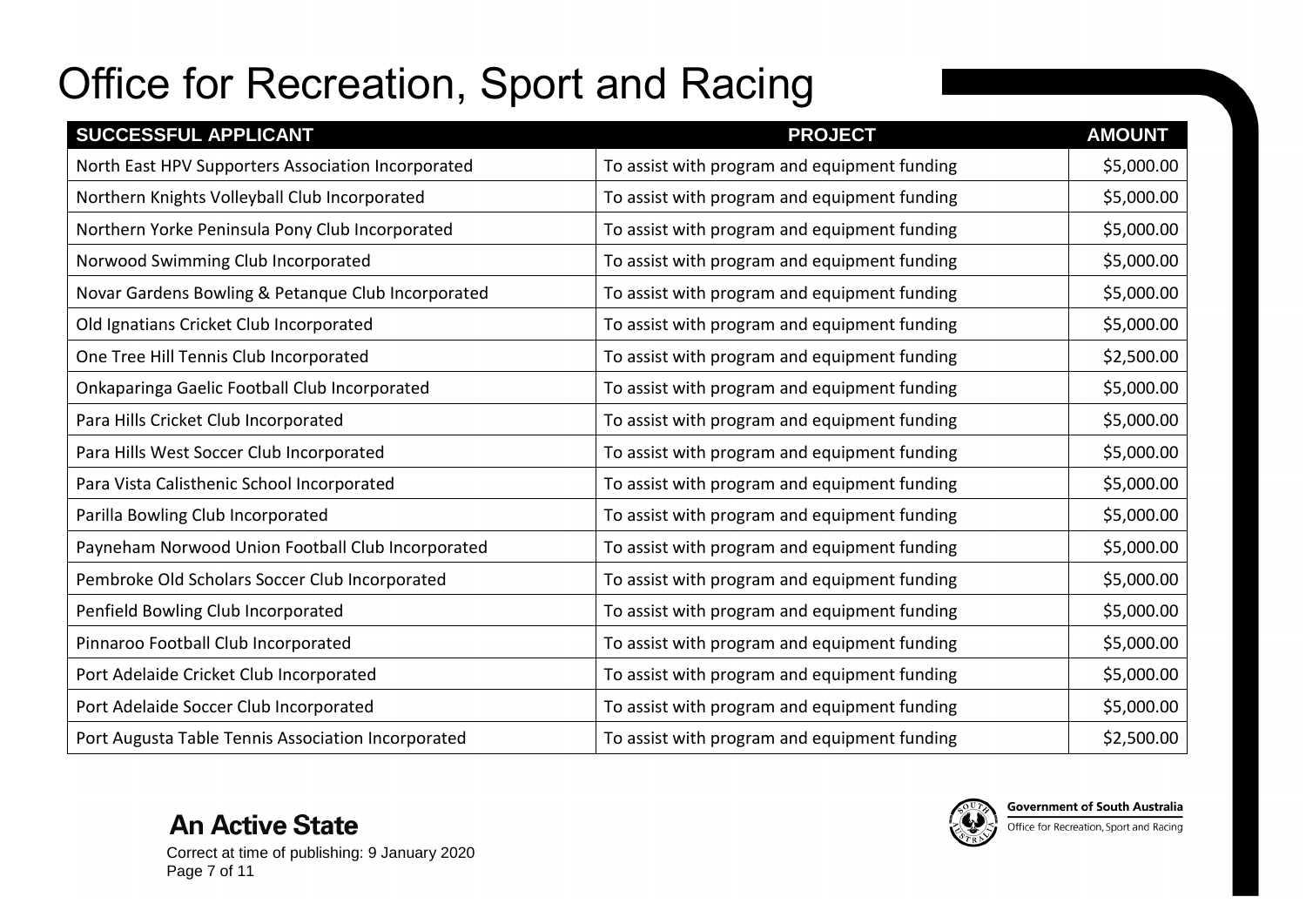# Office for Recreation, Sport and Racing

| SUCCESSFUL APPLICANT | PROJECT | AMOUNT |
|---|---|---|
| North East HPV Supporters Association Incorporated | To assist with program and equipment funding | $5,000.00 |
| Northern Knights Volleyball Club Incorporated | To assist with program and equipment funding | $5,000.00 |
| Northern Yorke Peninsula Pony Club Incorporated | To assist with program and equipment funding | $5,000.00 |
| Norwood Swimming Club Incorporated | To assist with program and equipment funding | $5,000.00 |
| Novar Gardens Bowling & Petanque Club Incorporated | To assist with program and equipment funding | $5,000.00 |
| Old Ignatians Cricket Club Incorporated | To assist with program and equipment funding | $5,000.00 |
| One Tree Hill Tennis Club Incorporated | To assist with program and equipment funding | $2,500.00 |
| Onkaparinga Gaelic Football Club Incorporated | To assist with program and equipment funding | $5,000.00 |
| Para Hills Cricket Club Incorporated | To assist with program and equipment funding | $5,000.00 |
| Para Hills West Soccer Club Incorporated | To assist with program and equipment funding | $5,000.00 |
| Para Vista Calisthenic School Incorporated | To assist with program and equipment funding | $5,000.00 |
| Parilla Bowling Club Incorporated | To assist with program and equipment funding | $5,000.00 |
| Payneham Norwood Union Football Club Incorporated | To assist with program and equipment funding | $5,000.00 |
| Pembroke Old Scholars Soccer Club Incorporated | To assist with program and equipment funding | $5,000.00 |
| Penfield Bowling Club Incorporated | To assist with program and equipment funding | $5,000.00 |
| Pinnaroo Football Club Incorporated | To assist with program and equipment funding | $5,000.00 |
| Port Adelaide Cricket Club Incorporated | To assist with program and equipment funding | $5,000.00 |
| Port Adelaide Soccer Club Incorporated | To assist with program and equipment funding | $5,000.00 |
| Port Augusta Table Tennis Association Incorporated | To assist with program and equipment funding | $2,500.00 |

**An Active State**

Correct at time of publishing: 9 January 2020

Government of South Australia
Office for Recreation, Sport and Racing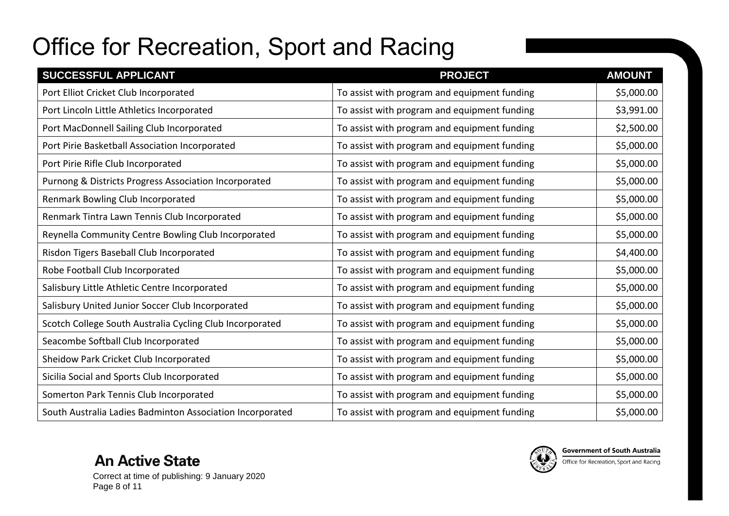# Office for Recreation, Sport and Racing

| SUCCESSFUL APPLICANT | PROJECT | AMOUNT |
|---|---|---|
| Port Elliot Cricket Club Incorporated | To assist with program and equipment funding | $5,000.00 |
| Port Lincoln Little Athletics Incorporated | To assist with program and equipment funding | $3,991.00 |
| Port MacDonnell Sailing Club Incorporated | To assist with program and equipment funding | $2,500.00 |
| Port Pirie Basketball Association Incorporated | To assist with program and equipment funding | $5,000.00 |
| Port Pirie Rifle Club Incorporated | To assist with program and equipment funding | $5,000.00 |
| Purnong & Districts Progress Association Incorporated | To assist with program and equipment funding | $5,000.00 |
| Renmark Bowling Club Incorporated | To assist with program and equipment funding | $5,000.00 |
| Renmark Tintra Lawn Tennis Club Incorporated | To assist with program and equipment funding | $5,000.00 |
| Reynella Community Centre Bowling Club Incorporated | To assist with program and equipment funding | $5,000.00 |
| Risdon Tigers Baseball Club Incorporated | To assist with program and equipment funding | $4,400.00 |
| Robe Football Club Incorporated | To assist with program and equipment funding | $5,000.00 |
| Salisbury Little Athletic Centre Incorporated | To assist with program and equipment funding | $5,000.00 |
| Salisbury United Junior Soccer Club Incorporated | To assist with program and equipment funding | $5,000.00 |
| Scotch College South Australia Cycling Club Incorporated | To assist with program and equipment funding | $5,000.00 |
| Seacombe Softball Club Incorporated | To assist with program and equipment funding | $5,000.00 |
| Sheidow Park Cricket Club Incorporated | To assist with program and equipment funding | $5,000.00 |
| Sicilia Social and Sports Club Incorporated | To assist with program and equipment funding | $5,000.00 |
| Somerton Park Tennis Club Incorporated | To assist with program and equipment funding | $5,000.00 |
| South Australia Ladies Badminton Association Incorporated | To assist with program and equipment funding | $5,000.00 |

**An Active State**

Correct at time of publishing: 9 January 2020

Government of South Australia
Office for Recreation, Sport and Racing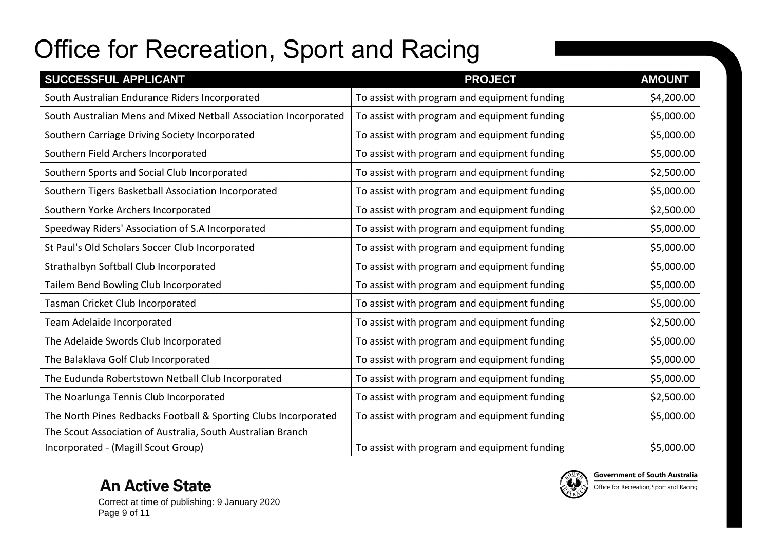# Office for Recreation, Sport and Racing

| SUCCESSFUL APPLICANT | PROJECT | AMOUNT |
|---|---|---|
| South Australian Endurance Riders Incorporated | To assist with program and equipment funding | $4,200.00 |
| South Australian Mens and Mixed Netball Association Incorporated | To assist with program and equipment funding | $5,000.00 |
| Southern Carriage Driving Society Incorporated | To assist with program and equipment funding | $5,000.00 |
| Southern Field Archers Incorporated | To assist with program and equipment funding | $5,000.00 |
| Southern Sports and Social Club Incorporated | To assist with program and equipment funding | $2,500.00 |
| Southern Tigers Basketball Association Incorporated | To assist with program and equipment funding | $5,000.00 |
| Southern Yorke Archers Incorporated | To assist with program and equipment funding | $2,500.00 |
| Speedway Riders' Association of S.A Incorporated | To assist with program and equipment funding | $5,000.00 |
| St Paul's Old Scholars Soccer Club Incorporated | To assist with program and equipment funding | $5,000.00 |
| Strathalbyn Softball Club Incorporated | To assist with program and equipment funding | $5,000.00 |
| Tailem Bend Bowling Club Incorporated | To assist with program and equipment funding | $5,000.00 |
| Tasman Cricket Club Incorporated | To assist with program and equipment funding | $5,000.00 |
| Team Adelaide Incorporated | To assist with program and equipment funding | $2,500.00 |
| The Adelaide Swords Club Incorporated | To assist with program and equipment funding | $5,000.00 |
| The Balaklava Golf Club Incorporated | To assist with program and equipment funding | $5,000.00 |
| The Eudunda Robertstown Netball Club Incorporated | To assist with program and equipment funding | $5,000.00 |
| The Noarlunga Tennis Club Incorporated | To assist with program and equipment funding | $2,500.00 |
| The North Pines Redbacks Football & Sporting Clubs Incorporated | To assist with program and equipment funding | $5,000.00 |
| The Scout Association of Australia, South Australian Branch Incorporated - (Magill Scout Group) | To assist with program and equipment funding | $5,000.00 |

**An Active State**

Correct at time of publishing: 9 January 2020

Government of South Australia
Office for Recreation, Sport and Racing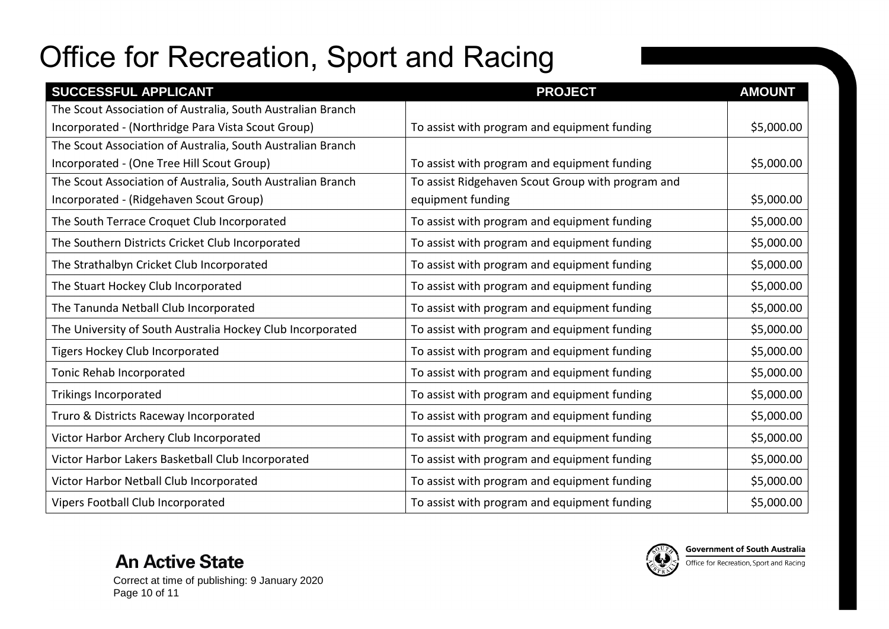# Office for Recreation, Sport and Racing

| SUCCESSFUL APPLICANT | PROJECT | AMOUNT |
|---|---|---|
| The Scout Association of Australia, South Australian Branch Incorporated - (Northridge Para Vista Scout Group) | To assist with program and equipment funding | $5,000.00 |
| The Scout Association of Australia, South Australian Branch Incorporated - (One Tree Hill Scout Group) | To assist with program and equipment funding | $5,000.00 |
| The Scout Association of Australia, South Australian Branch Incorporated - (Ridgehaven Scout Group) | To assist Ridgehaven Scout Group with program and equipment funding | $5,000.00 |
| The South Terrace Croquet Club Incorporated | To assist with program and equipment funding | $5,000.00 |
| The Southern Districts Cricket Club Incorporated | To assist with program and equipment funding | $5,000.00 |
| The Strathalbyn Cricket Club Incorporated | To assist with program and equipment funding | $5,000.00 |
| The Stuart Hockey Club Incorporated | To assist with program and equipment funding | $5,000.00 |
| The Tanunda Netball Club Incorporated | To assist with program and equipment funding | $5,000.00 |
| The University of South Australia Hockey Club Incorporated | To assist with program and equipment funding | $5,000.00 |
| Tigers Hockey Club Incorporated | To assist with program and equipment funding | $5,000.00 |
| Tonic Rehab Incorporated | To assist with program and equipment funding | $5,000.00 |
| Trikings Incorporated | To assist with program and equipment funding | $5,000.00 |
| Truro & Districts Raceway Incorporated | To assist with program and equipment funding | $5,000.00 |
| Victor Harbor Archery Club Incorporated | To assist with program and equipment funding | $5,000.00 |
| Victor Harbor Lakers Basketball Club Incorporated | To assist with program and equipment funding | $5,000.00 |
| Victor Harbor Netball Club Incorporated | To assist with program and equipment funding | $5,000.00 |
| Vipers Football Club Incorporated | To assist with program and equipment funding | $5,000.00 |

**An Active State**

Correct at time of publishing: 9 January 2020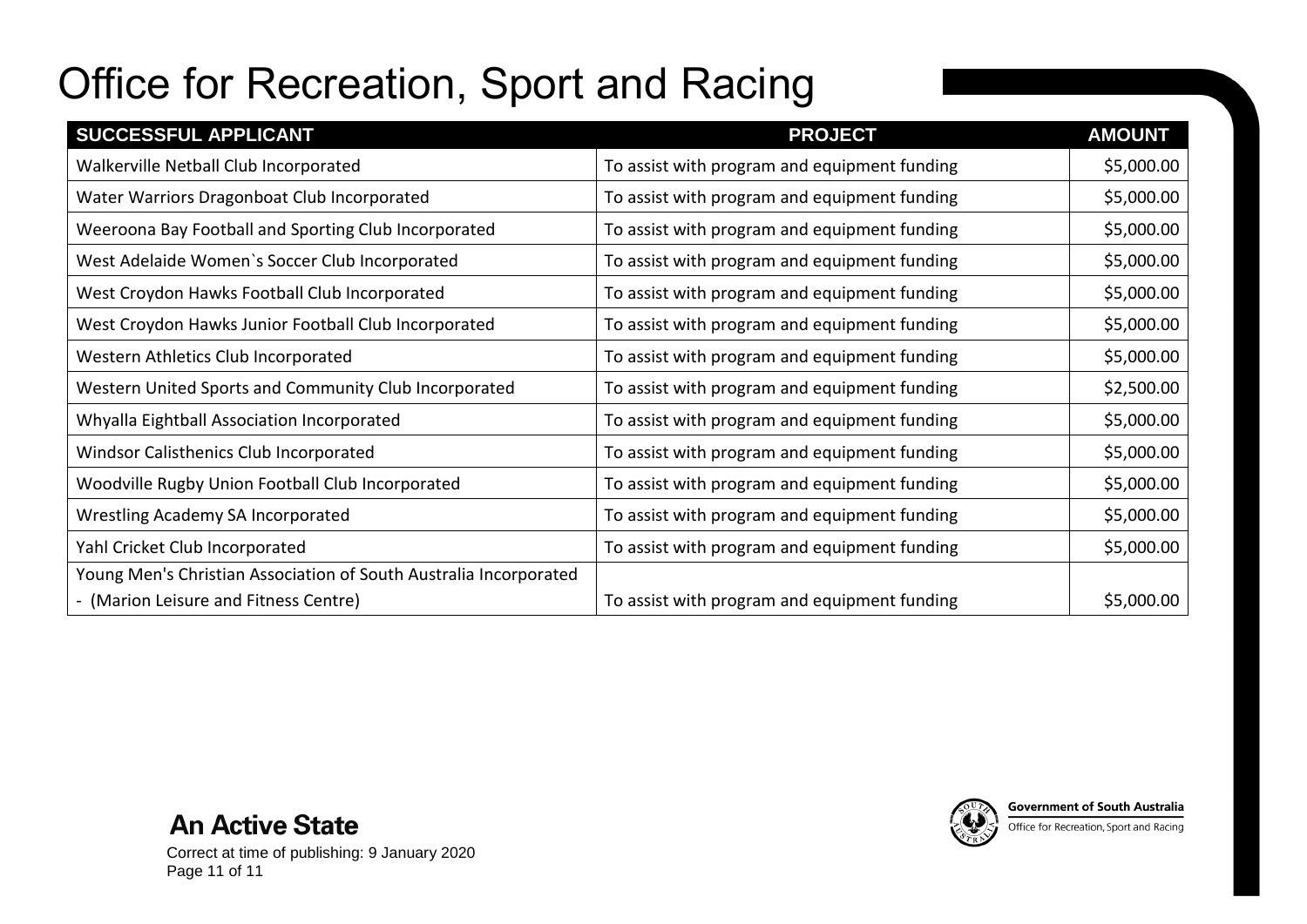# Office for Recreation, Sport and Racing

| SUCCESSFUL APPLICANT | PROJECT | AMOUNT |
|---|---|---|
| Walkerville Netball Club Incorporated | To assist with program and equipment funding | $5,000.00 |
| Water Warriors Dragonboat Club Incorporated | To assist with program and equipment funding | $5,000.00 |
| Weeroona Bay Football and Sporting Club Incorporated | To assist with program and equipment funding | $5,000.00 |
| West Adelaide Women`s Soccer Club Incorporated | To assist with program and equipment funding | $5,000.00 |
| West Croydon Hawks Football Club Incorporated | To assist with program and equipment funding | $5,000.00 |
| West Croydon Hawks Junior Football Club Incorporated | To assist with program and equipment funding | $5,000.00 |
| Western Athletics Club Incorporated | To assist with program and equipment funding | $5,000.00 |
| Western United Sports and Community Club Incorporated | To assist with program and equipment funding | $2,500.00 |
| Whyalla Eightball Association Incorporated | To assist with program and equipment funding | $5,000.00 |
| Windsor Calisthenics Club Incorporated | To assist with program and equipment funding | $5,000.00 |
| Woodville Rugby Union Football Club Incorporated | To assist with program and equipment funding | $5,000.00 |
| Wrestling Academy SA Incorporated | To assist with program and equipment funding | $5,000.00 |
| Yahl Cricket Club Incorporated | To assist with program and equipment funding | $5,000.00 |
| Young Men's Christian Association of South Australia Incorporated - (Marion Leisure and Fitness Centre) | To assist with program and equipment funding | $5,000.00 |

**An Active State**

Correct at time of publishing: 9 January 2020

Government of South Australia

Office for Recreation, Sport and Racing